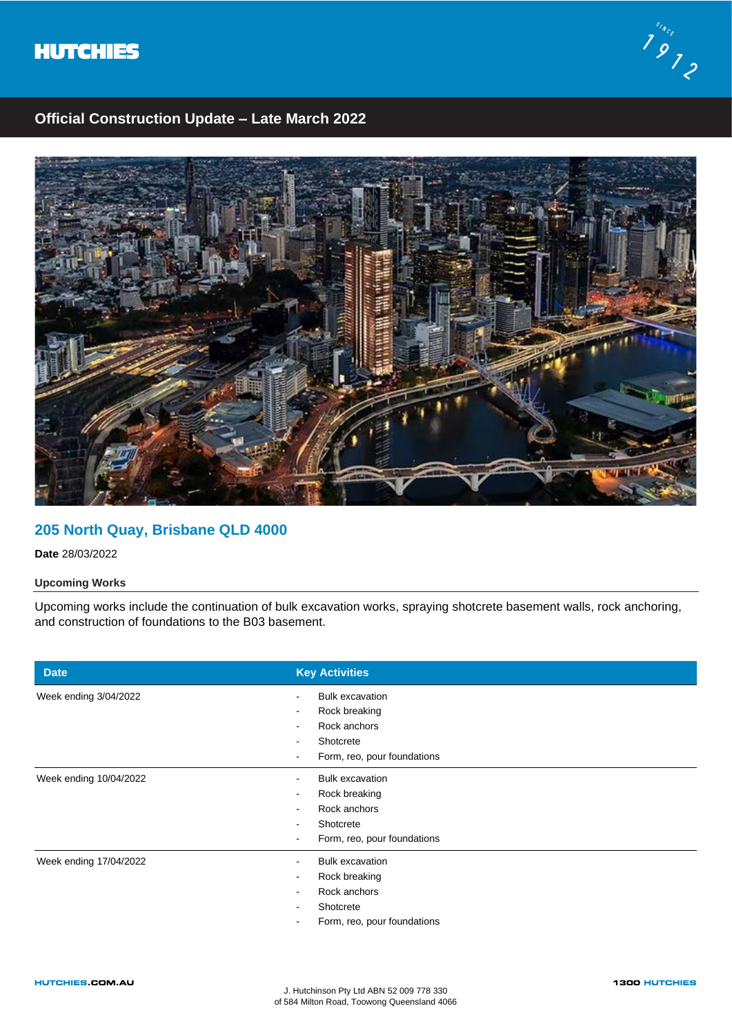HUTCHIES

Since 1912

## Official Construction Update – Late March 2022

## 205 North Quay, Brisbane QLD 4000

**Date** 28/03/2022

### Upcoming Works

Upcoming works include the continuation of bulk excavation works, spraying shotcrete basement walls, rock anchoring, and construction of foundations to the B03 basement.

| Date | Key Activities |
|---|---|
| Week ending 3/04/2022 | - Bulk excavation<br>- Rock breaking<br>- Rock anchors<br>- Shotcrete<br>- Form, reo, pour foundations |
| Week ending 10/04/2022 | - Bulk excavation<br>- Rock breaking<br>- Rock anchors<br>- Shotcrete<br>- Form, reo, pour foundations |
| Week ending 17/04/2022 | - Bulk excavation<br>- Rock breaking<br>- Rock anchors<br>- Shotcrete<br>- Form, reo, pour foundations |

HUTCHIES.COM.AU

J. Hutchinson Pty Ltd ABN 52 009 778 330
of 584 Milton Road, Toowong Queensland 4066

1300 HUTCHIES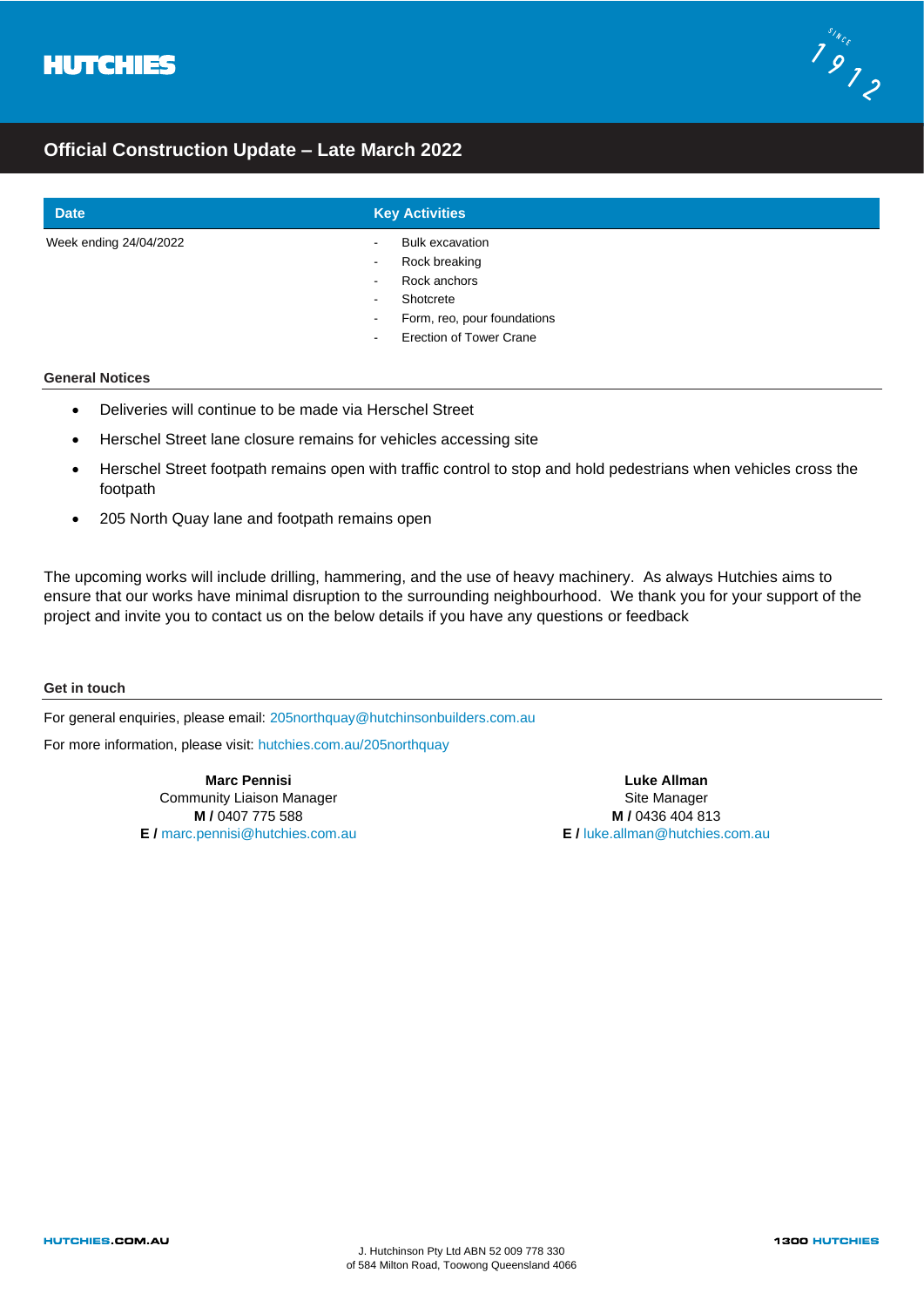# Official Construction Update – Late March 2022

| Date | Key Activities |
| --- | --- |
| Week ending 24/04/2022 | - Bulk excavation<br>- Rock breaking<br>- Rock anchors<br>- Shotcrete<br>- Form, reo, pour foundations<br>- Erection of Tower Crane |

## General Notices

- Deliveries will continue to be made via Herschel Street
- Herschel Street lane closure remains for vehicles accessing site
- Herschel Street footpath remains open with traffic control to stop and hold pedestrians when vehicles cross the footpath
- 205 North Quay lane and footpath remains open

The upcoming works will include drilling, hammering, and the use of heavy machinery. As always Hutchies aims to ensure that our works have minimal disruption to the surrounding neighbourhood. We thank you for your support of the project and invite you to contact us on the below details if you have any questions or feedback

## Get in touch

For general enquiries, please email: 205northquay@hutchinsonbuilders.com.au

For more information, please visit: hutchies.com.au/205northquay

**Marc Pennisi**
Community Liaison Manager
**M /** 0407 775 588
**E /** marc.pennisi@hutchies.com.au

**Luke Allman**
Site Manager
**M /** 0436 404 813
**E /** luke.allman@hutchies.com.au

J. Hutchinson Pty Ltd ABN 52 009 778 330
of 584 Milton Road, Toowong Queensland 4066